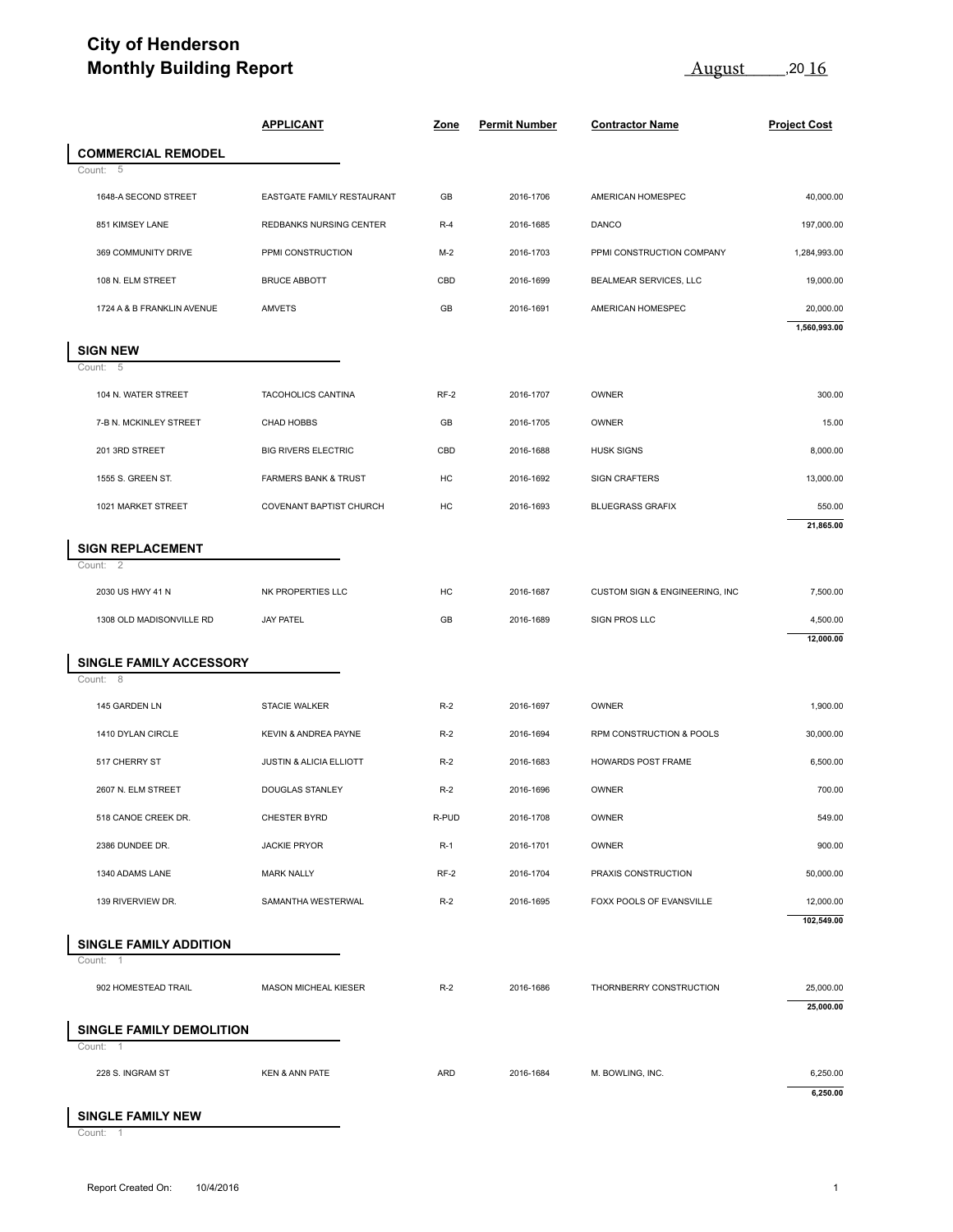# City of Henderson

## Monthly Building Report

August ,20 16

| | APPLICANT | Zone | Permit Number | Contractor Name | Project Cost |
|---|---|---|---|---|---|
| **COMMERCIAL REMODEL** | | | | | |
| Count: 5 | | | | | |
| 1648-A SECOND STREET | EASTGATE FAMILY RESTAURANT | GB | 2016-1706 | AMERICAN HOMESPEC | 40,000.00 |
| 851 KIMSEY LANE | REDBANKS NURSING CENTER | R-4 | 2016-1685 | DANCO | 197,000.00 |
| 369 COMMUNITY DRIVE | PPMI CONSTRUCTION | M-2 | 2016-1703 | PPMI CONSTRUCTION COMPANY | 1,284,993.00 |
| 108 N. ELM STREET | BRUCE ABBOTT | CBD | 2016-1699 | BEALMEAR SERVICES, LLC | 19,000.00 |
| 1724 A & B FRANKLIN AVENUE | AMVETS | GB | 2016-1691 | AMERICAN HOMESPEC | 20,000.00 |
| | | | | | **1,560,993.00** |
| **SIGN NEW** | | | | | |
| Count: 5 | | | | | |
| 104 N. WATER STREET | TACOHOLICS CANTINA | RF-2 | 2016-1707 | OWNER | 300.00 |
| 7-B N. MCKINLEY STREET | CHAD HOBBS | GB | 2016-1705 | OWNER | 15.00 |
| 201 3RD STREET | BIG RIVERS ELECTRIC | CBD | 2016-1688 | HUSK SIGNS | 8,000.00 |
| 1555 S. GREEN ST. | FARMERS BANK & TRUST | HC | 2016-1692 | SIGN CRAFTERS | 13,000.00 |
| 1021 MARKET STREET | COVENANT BAPTIST CHURCH | HC | 2016-1693 | BLUEGRASS GRAFIX | 550.00 |
| | | | | | **21,865.00** |
| **SIGN REPLACEMENT** | | | | | |
| Count: 2 | | | | | |
| 2030 US HWY 41 N | NK PROPERTIES LLC | HC | 2016-1687 | CUSTOM SIGN & ENGINEERING, INC | 7,500.00 |
| 1308 OLD MADISONVILLE RD | JAY PATEL | GB | 2016-1689 | SIGN PROS LLC | 4,500.00 |
| | | | | | **12,000.00** |
| **SINGLE FAMILY ACCESSORY** | | | | | |
| Count: 8 | | | | | |
| 145 GARDEN LN | STACIE WALKER | R-2 | 2016-1697 | OWNER | 1,900.00 |
| 1410 DYLAN CIRCLE | KEVIN & ANDREA PAYNE | R-2 | 2016-1694 | RPM CONSTRUCTION & POOLS | 30,000.00 |
| 517 CHERRY ST | JUSTIN & ALICIA ELLIOTT | R-2 | 2016-1683 | HOWARDS POST FRAME | 6,500.00 |
| 2607 N. ELM STREET | DOUGLAS STANLEY | R-2 | 2016-1696 | OWNER | 700.00 |
| 518 CANOE CREEK DR. | CHESTER BYRD | R-PUD | 2016-1708 | OWNER | 549.00 |
| 2386 DUNDEE DR. | JACKIE PRYOR | R-1 | 2016-1701 | OWNER | 900.00 |
| 1340 ADAMS LANE | MARK NALLY | RF-2 | 2016-1704 | PRAXIS CONSTRUCTION | 50,000.00 |
| 139 RIVERVIEW DR. | SAMANTHA WESTERWAL | R-2 | 2016-1695 | FOXX POOLS OF EVANSVILLE | 12,000.00 |
| | | | | | **102,549.00** |
| **SINGLE FAMILY ADDITION** | | | | | |
| Count: 1 | | | | | |
| 902 HOMESTEAD TRAIL | MASON MICHEAL KIESER | R-2 | 2016-1686 | THORNBERRY CONSTRUCTION | 25,000.00 |
| | | | | | **25,000.00** |
| **SINGLE FAMILY DEMOLITION** | | | | | |
| Count: 1 | | | | | |
| 228 S. INGRAM ST | KEN & ANN PATE | ARD | 2016-1684 | M. BOWLING, INC. | 6,250.00 |
| | | | | | **6,250.00** |
| **SINGLE FAMILY NEW** | | | | | |
| Count: 1 | | | | | |

Report Created On: 10/4/2016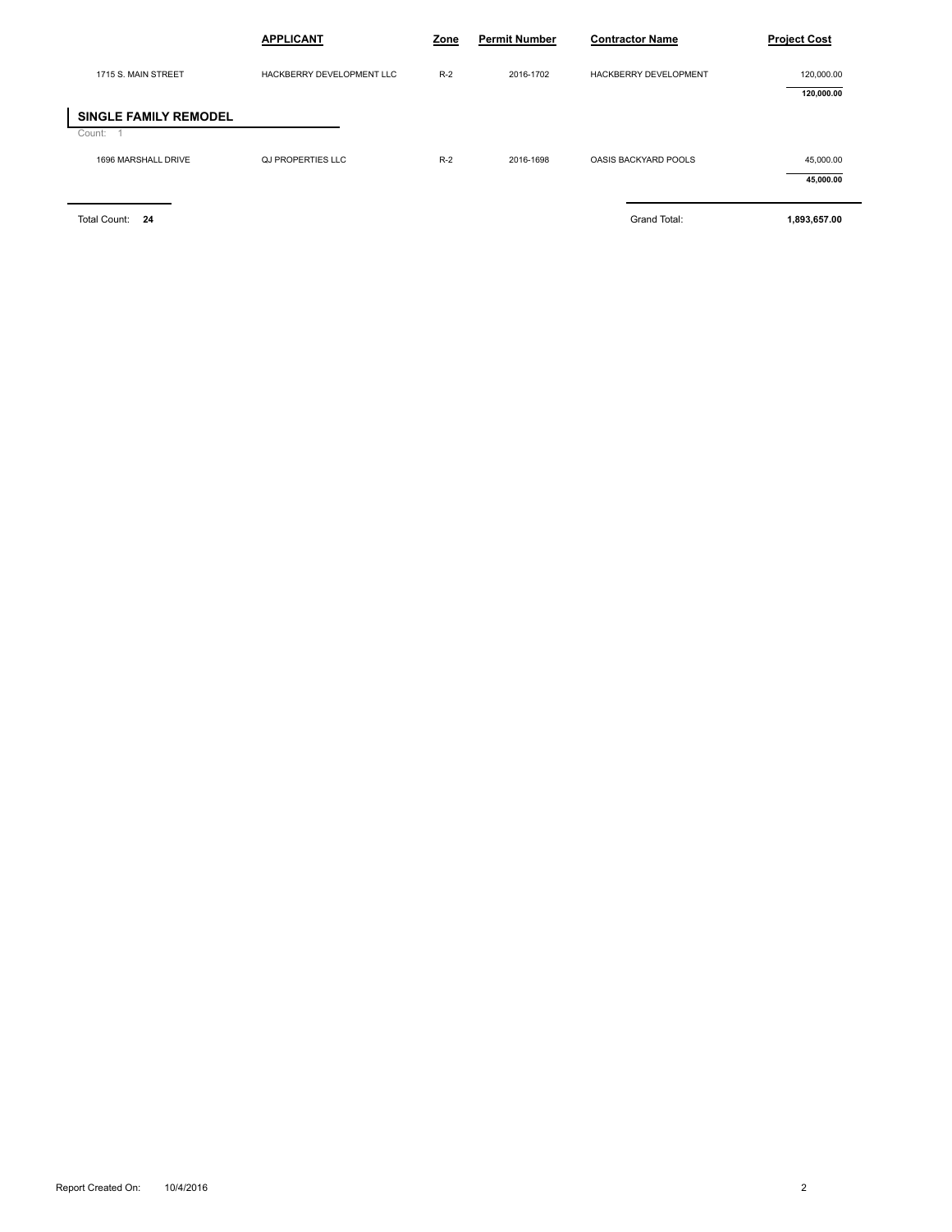| | APPLICANT | Zone | Permit Number | Contractor Name | Project Cost |
|---|---|---|---|---|---|
| 1715 S. MAIN STREET | HACKBERRY DEVELOPMENT LLC | R-2 | 2016-1702 | HACKBERRY DEVELOPMENT | 120,000.00 |
| | | | | | **120,000.00** |

## SINGLE FAMILY REMODEL

Count: 1

| | APPLICANT | Zone | Permit Number | Contractor Name | Project Cost |
|---|---|---|---|---|---|
| 1696 MARSHALL DRIVE | QJ PROPERTIES LLC | R-2 | 2016-1698 | OASIS BACKYARD POOLS | 45,000.00 |
| | | | | | **45,000.00** |

Total Count: **24**

Grand Total: **1,893,657.00**

Report Created On: 10/4/2016